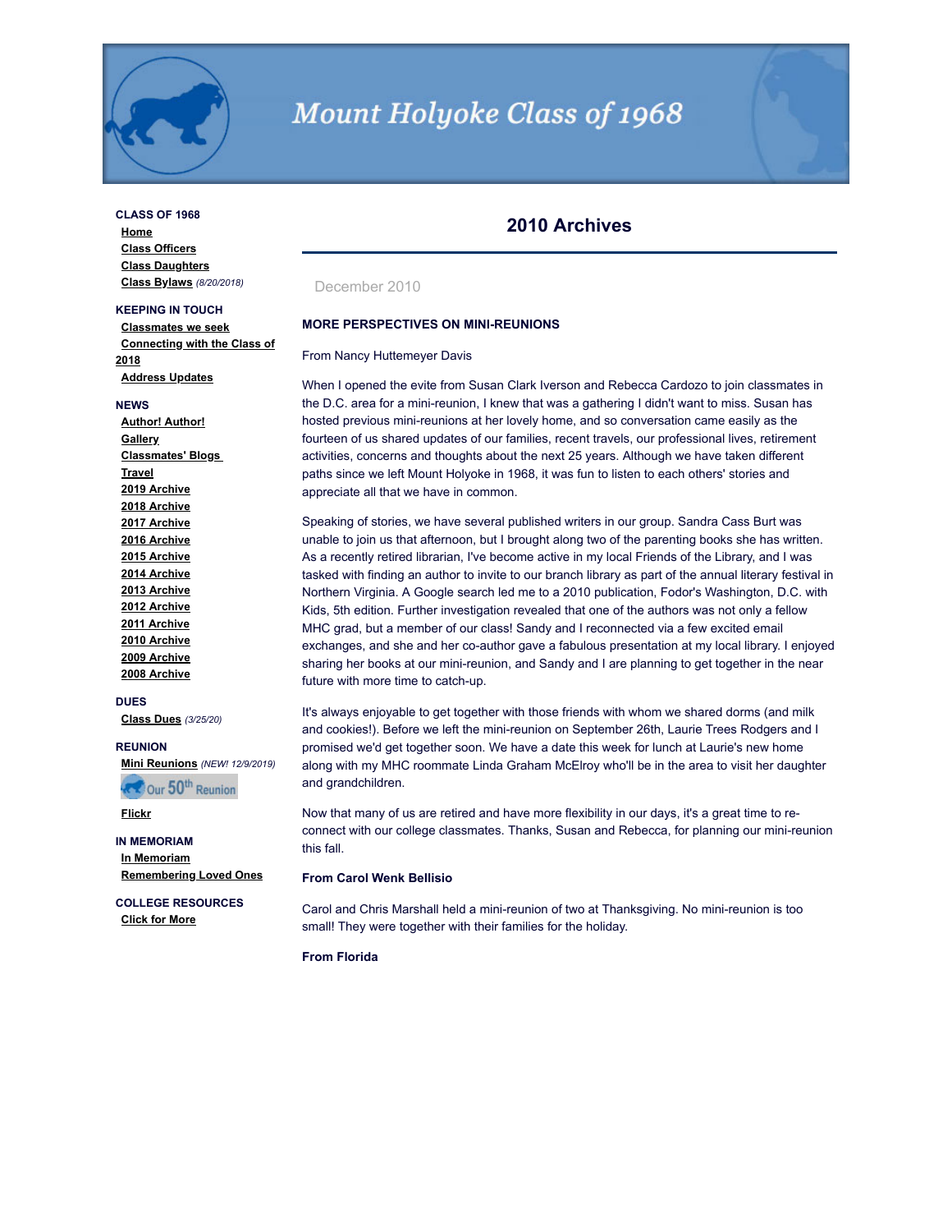# Mount Holyoke Class of 1968

**CLASS OF 1968**
- Home
- Class Officers
- Class Daughters
- Class Bylaws *(8/20/2018)*

**KEEPING IN TOUCH**
- Classmates we seek
- Connecting with the Class of 2018
- Address Updates

**NEWS**
- Author! Author!
- Gallery
- Classmates' Blogs
- Travel
- 2019 Archive
- 2018 Archive
- 2017 Archive
- 2016 Archive
- 2015 Archive
- 2014 Archive
- 2013 Archive
- 2012 Archive
- 2011 Archive
- 2010 Archive
- 2009 Archive
- 2008 Archive

**DUES**
- Class Dues *(3/25/20)*

**REUNION**
- Mini Reunions *(NEW! 12/9/2019)*
- Our 50th Reunion
- Flickr

**IN MEMORIAM**
- In Memoriam
- Remembering Loved Ones

**COLLEGE RESOURCES**
- Click for More

## 2010 Archives

December 2010

**MORE PERSPECTIVES ON MINI-REUNIONS**

From Nancy Huttemeyer Davis

When I opened the evite from Susan Clark Iverson and Rebecca Cardozo to join classmates in the D.C. area for a mini-reunion, I knew that was a gathering I didn't want to miss. Susan has hosted previous mini-reunions at her lovely home, and so conversation came easily as the fourteen of us shared updates of our families, recent travels, our professional lives, retirement activities, concerns and thoughts about the next 25 years. Although we have taken different paths since we left Mount Holyoke in 1968, it was fun to listen to each others' stories and appreciate all that we have in common.

Speaking of stories, we have several published writers in our group. Sandra Cass Burt was unable to join us that afternoon, but I brought along two of the parenting books she has written. As a recently retired librarian, I've become active in my local Friends of the Library, and I was tasked with finding an author to invite to our branch library as part of the annual literary festival in Northern Virginia. A Google search led me to a 2010 publication, Fodor's Washington, D.C. with Kids, 5th edition. Further investigation revealed that one of the authors was not only a fellow MHC grad, but a member of our class! Sandy and I reconnected via a few excited email exchanges, and she and her co-author gave a fabulous presentation at my local library. I enjoyed sharing her books at our mini-reunion, and Sandy and I are planning to get together in the near future with more time to catch-up.

It's always enjoyable to get together with those friends with whom we shared dorms (and milk and cookies!). Before we left the mini-reunion on September 26th, Laurie Trees Rodgers and I promised we'd get together soon. We have a date this week for lunch at Laurie's new home along with my MHC roommate Linda Graham McElroy who'll be in the area to visit her daughter and grandchildren.

Now that many of us are retired and have more flexibility in our days, it's a great time to re-connect with our college classmates. Thanks, Susan and Rebecca, for planning our mini-reunion this fall.

**From Carol Wenk Bellisio**

Carol and Chris Marshall held a mini-reunion of two at Thanksgiving. No mini-reunion is too small! They were together with their families for the holiday.

**From Florida**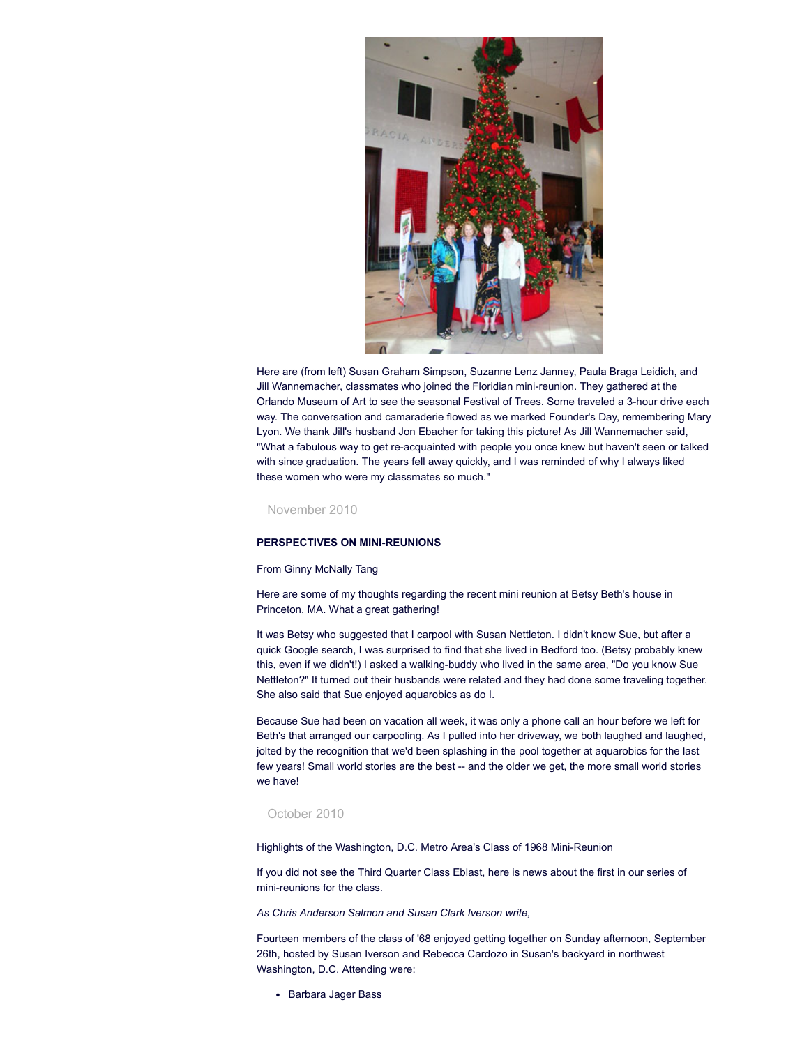Here are (from left) Susan Graham Simpson, Suzanne Lenz Janney, Paula Braga Leidich, and Jill Wannemacher, classmates who joined the Floridian mini-reunion. They gathered at the Orlando Museum of Art to see the seasonal Festival of Trees. Some traveled a 3-hour drive each way. The conversation and camaraderie flowed as we marked Founder's Day, remembering Mary Lyon. We thank Jill's husband Jon Ebacher for taking this picture! As Jill Wannemacher said, "What a fabulous way to get re-acquainted with people you once knew but haven't seen or talked with since graduation. The years fell away quickly, and I was reminded of why I always liked these women who were my classmates so much."

November 2010

**PERSPECTIVES ON MINI-REUNIONS**

From Ginny McNally Tang

Here are some of my thoughts regarding the recent mini reunion at Betsy Beth's house in Princeton, MA. What a great gathering!

It was Betsy who suggested that I carpool with Susan Nettleton. I didn't know Sue, but after a quick Google search, I was surprised to find that she lived in Bedford too. (Betsy probably knew this, even if we didn't!) I asked a walking-buddy who lived in the same area, "Do you know Sue Nettleton?" It turned out their husbands were related and they had done some traveling together. She also said that Sue enjoyed aquarobics as do I.

Because Sue had been on vacation all week, it was only a phone call an hour before we left for Beth's that arranged our carpooling. As I pulled into her driveway, we both laughed and laughed, jolted by the recognition that we'd been splashing in the pool together at aquarobics for the last few years! Small world stories are the best -- and the older we get, the more small world stories we have!

October 2010

Highlights of the Washington, D.C. Metro Area's Class of 1968 Mini-Reunion

If you did not see the Third Quarter Class Eblast, here is news about the first in our series of mini-reunions for the class.

*As Chris Anderson Salmon and Susan Clark Iverson write,*

Fourteen members of the class of '68 enjoyed getting together on Sunday afternoon, September 26th, hosted by Susan Iverson and Rebecca Cardozo in Susan's backyard in northwest Washington, D.C. Attending were:

- Barbara Jager Bass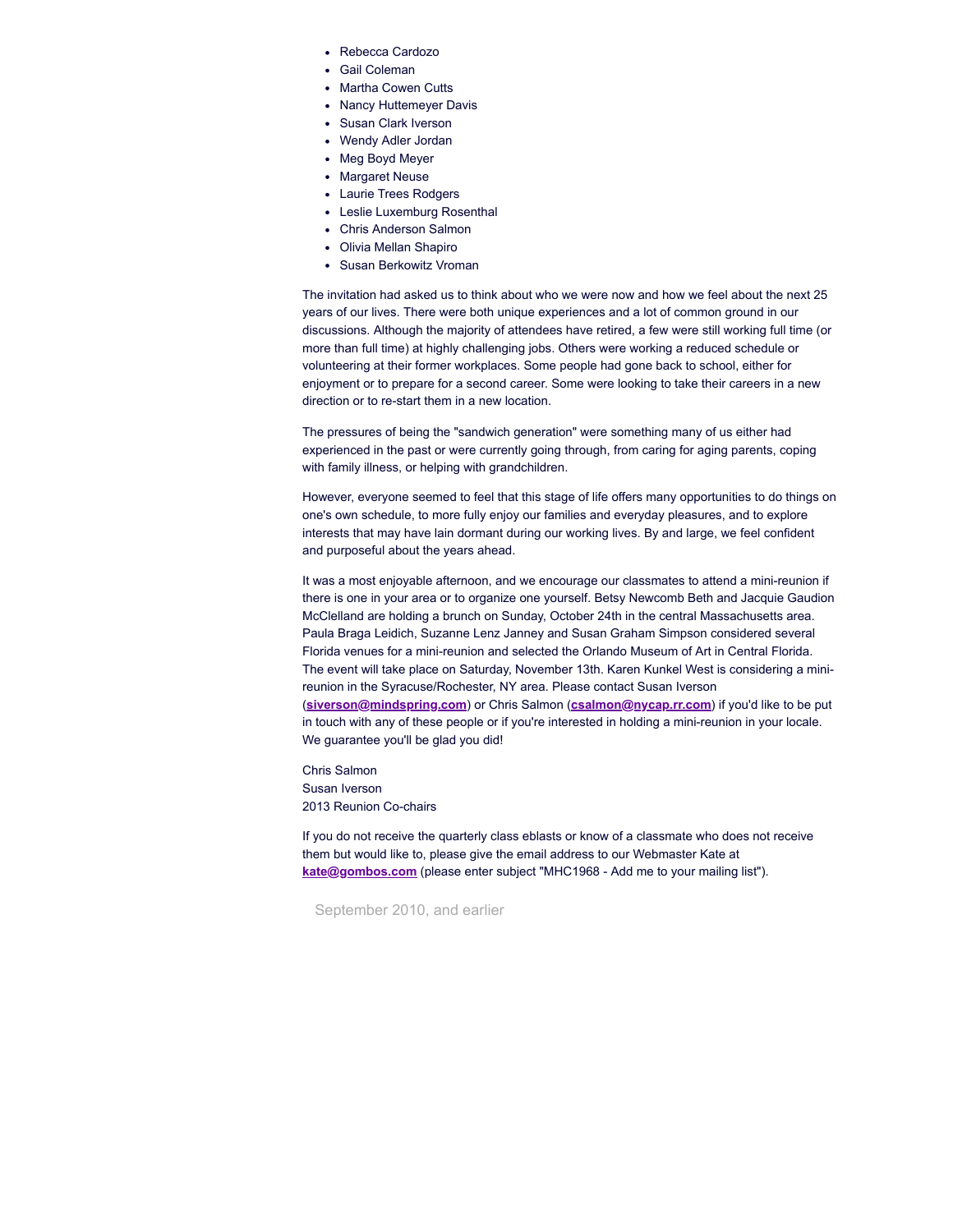- Rebecca Cardozo
- Gail Coleman
- Martha Cowen Cutts
- Nancy Huttemeyer Davis
- Susan Clark Iverson
- Wendy Adler Jordan
- Meg Boyd Meyer
- Margaret Neuse
- Laurie Trees Rodgers
- Leslie Luxemburg Rosenthal
- Chris Anderson Salmon
- Olivia Mellan Shapiro
- Susan Berkowitz Vroman

The invitation had asked us to think about who we were now and how we feel about the next 25 years of our lives. There were both unique experiences and a lot of common ground in our discussions. Although the majority of attendees have retired, a few were still working full time (or more than full time) at highly challenging jobs. Others were working a reduced schedule or volunteering at their former workplaces. Some people had gone back to school, either for enjoyment or to prepare for a second career. Some were looking to take their careers in a new direction or to re-start them in a new location.

The pressures of being the "sandwich generation" were something many of us either had experienced in the past or were currently going through, from caring for aging parents, coping with family illness, or helping with grandchildren.

However, everyone seemed to feel that this stage of life offers many opportunities to do things on one's own schedule, to more fully enjoy our families and everyday pleasures, and to explore interests that may have lain dormant during our working lives. By and large, we feel confident and purposeful about the years ahead.

It was a most enjoyable afternoon, and we encourage our classmates to attend a mini-reunion if there is one in your area or to organize one yourself. Betsy Newcomb Beth and Jacquie Gaudion McClelland are holding a brunch on Sunday, October 24th in the central Massachusetts area. Paula Braga Leidich, Suzanne Lenz Janney and Susan Graham Simpson considered several Florida venues for a mini-reunion and selected the Orlando Museum of Art in Central Florida. The event will take place on Saturday, November 13th. Karen Kunkel West is considering a mini-reunion in the Syracuse/Rochester, NY area. Please contact Susan Iverson (**siverson@mindspring.com**) or Chris Salmon (**csalmon@nycap.rr.com**) if you'd like to be put in touch with any of these people or if you're interested in holding a mini-reunion in your locale. We guarantee you'll be glad you did!

Chris Salmon
Susan Iverson
2013 Reunion Co-chairs

If you do not receive the quarterly class eblasts or know of a classmate who does not receive them but would like to, please give the email address to our Webmaster Kate at **kate@gombos.com** (please enter subject "MHC1968 - Add me to your mailing list").

September 2010, and earlier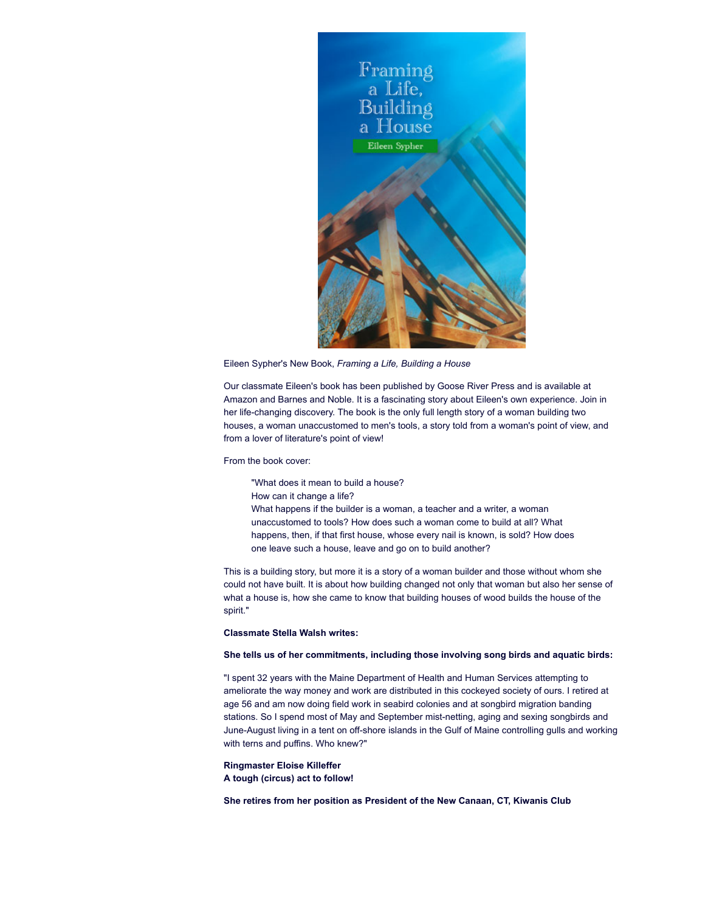Eileen Sypher's New Book, *Framing a Life, Building a House*

Our classmate Eileen's book has been published by Goose River Press and is available at Amazon and Barnes and Noble. It is a fascinating story about Eileen's own experience. Join in her life-changing discovery. The book is the only full length story of a woman building two houses, a woman unaccustomed to men's tools, a story told from a woman's point of view, and from a lover of literature's point of view!

From the book cover:

> "What does it mean to build a house?
> How can it change a life?
> What happens if the builder is a woman, a teacher and a writer, a woman unaccustomed to tools? How does such a woman come to build at all? What happens, then, if that first house, whose every nail is known, is sold? How does one leave such a house, leave and go on to build another?

This is a building story, but more it is a story of a woman builder and those without whom she could not have built. It is about how building changed not only that woman but also her sense of what a house is, how she came to know that building houses of wood builds the house of the spirit."

**Classmate Stella Walsh writes:**

**She tells us of her commitments, including those involving song birds and aquatic birds:**

"I spent 32 years with the Maine Department of Health and Human Services attempting to ameliorate the way money and work are distributed in this cockeyed society of ours. I retired at age 56 and am now doing field work in seabird colonies and at songbird migration banding stations. So I spend most of May and September mist-netting, aging and sexing songbirds and June-August living in a tent on off-shore islands in the Gulf of Maine controlling gulls and working with terns and puffins. Who knew?"

**Ringmaster Eloise Killeffer**
**A tough (circus) act to follow!**

**She retires from her position as President of the New Canaan, CT, Kiwanis Club**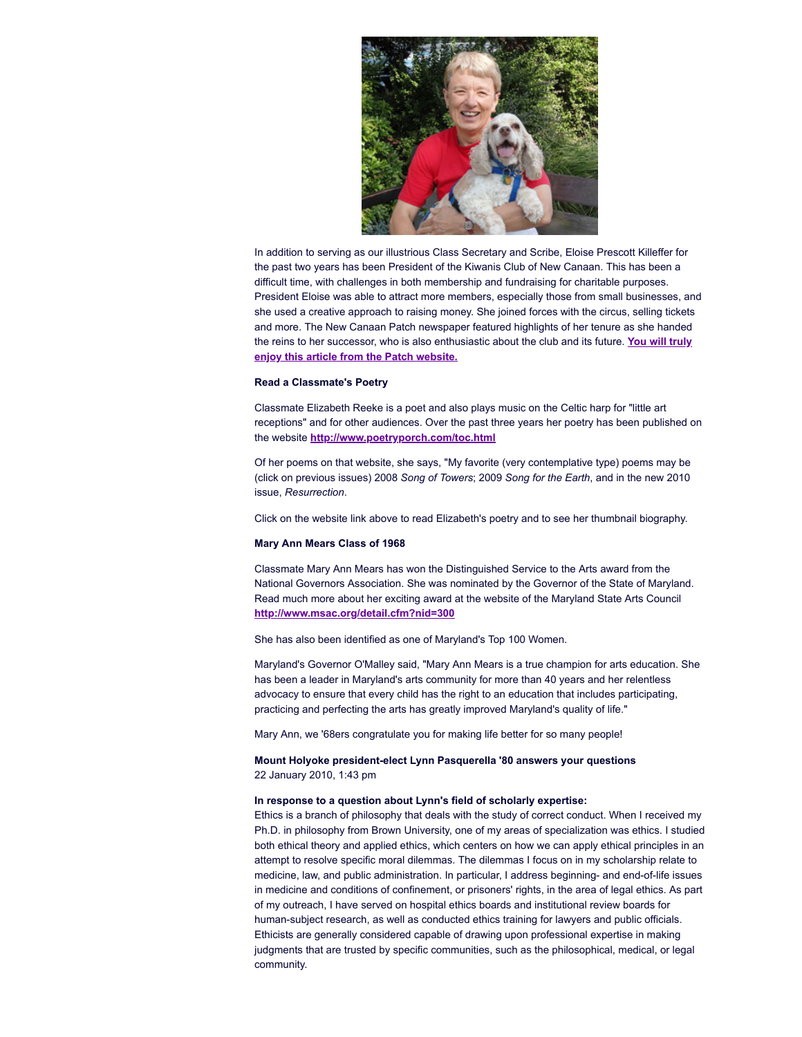In addition to serving as our illustrious Class Secretary and Scribe, Eloise Prescott Killeffer for the past two years has been President of the Kiwanis Club of New Canaan. This has been a difficult time, with challenges in both membership and fundraising for charitable purposes. President Eloise was able to attract more members, especially those from small businesses, and she used a creative approach to raising money. She joined forces with the circus, selling tickets and more. The New Canaan Patch newspaper featured highlights of her tenure as she handed the reins to her successor, who is also enthusiastic about the club and its future. **You will truly enjoy this article from the Patch website.**

**Read a Classmate's Poetry**

Classmate Elizabeth Reeke is a poet and also plays music on the Celtic harp for "little art receptions" and for other audiences. Over the past three years her poetry has been published on the website **http://www.poetryporch.com/toc.html**

Of her poems on that website, she says, "My favorite (very contemplative type) poems may be (click on previous issues) 2008 *Song of Towers*; 2009 *Song for the Earth*, and in the new 2010 issue, *Resurrection*.

Click on the website link above to read Elizabeth's poetry and to see her thumbnail biography.

**Mary Ann Mears Class of 1968**

Classmate Mary Ann Mears has won the Distinguished Service to the Arts award from the National Governors Association. She was nominated by the Governor of the State of Maryland. Read much more about her exciting award at the website of the Maryland State Arts Council **http://www.msac.org/detail.cfm?nid=300**

She has also been identified as one of Maryland's Top 100 Women.

Maryland's Governor O'Malley said, "Mary Ann Mears is a true champion for arts education. She has been a leader in Maryland's arts community for more than 40 years and her relentless advocacy to ensure that every child has the right to an education that includes participating, practicing and perfecting the arts has greatly improved Maryland's quality of life."

Mary Ann, we '68ers congratulate you for making life better for so many people!

**Mount Holyoke president-elect Lynn Pasquerella '80 answers your questions**
22 January 2010, 1:43 pm

**In response to a question about Lynn's field of scholarly expertise:**
Ethics is a branch of philosophy that deals with the study of correct conduct. When I received my Ph.D. in philosophy from Brown University, one of my areas of specialization was ethics. I studied both ethical theory and applied ethics, which centers on how we can apply ethical principles in an attempt to resolve specific moral dilemmas. The dilemmas I focus on in my scholarship relate to medicine, law, and public administration. In particular, I address beginning- and end-of-life issues in medicine and conditions of confinement, or prisoners' rights, in the area of legal ethics. As part of my outreach, I have served on hospital ethics boards and institutional review boards for human-subject research, as well as conducted ethics training for lawyers and public officials. Ethicists are generally considered capable of drawing upon professional expertise in making judgments that are trusted by specific communities, such as the philosophical, medical, or legal community.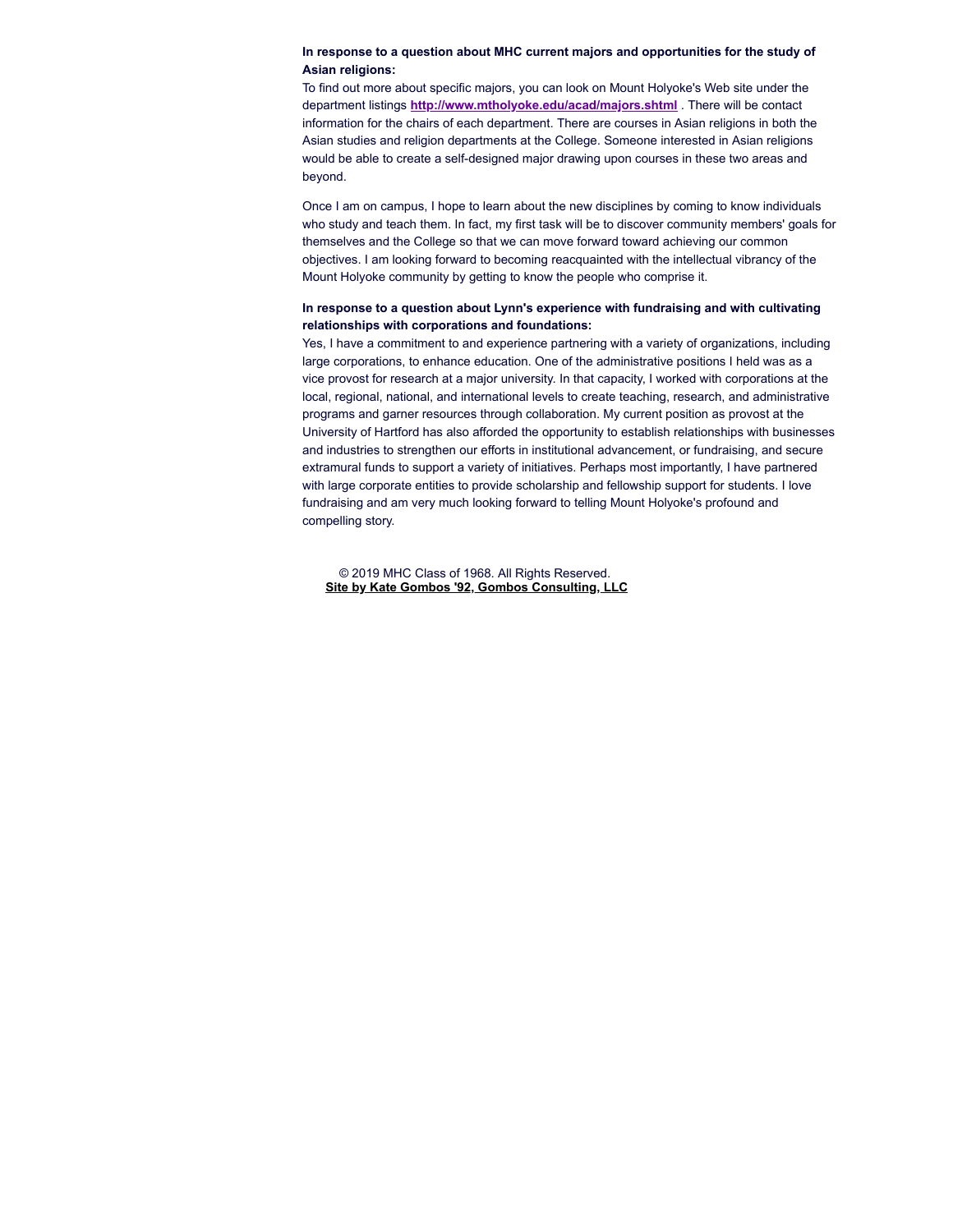**In response to a question about MHC current majors and opportunities for the study of Asian religions:**

To find out more about specific majors, you can look on Mount Holyoke's Web site under the department listings **http://www.mtholyoke.edu/acad/majors.shtml** . There will be contact information for the chairs of each department. There are courses in Asian religions in both the Asian studies and religion departments at the College. Someone interested in Asian religions would be able to create a self-designed major drawing upon courses in these two areas and beyond.

Once I am on campus, I hope to learn about the new disciplines by coming to know individuals who study and teach them. In fact, my first task will be to discover community members' goals for themselves and the College so that we can move forward toward achieving our common objectives. I am looking forward to becoming reacquainted with the intellectual vibrancy of the Mount Holyoke community by getting to know the people who comprise it.

**In response to a question about Lynn's experience with fundraising and with cultivating relationships with corporations and foundations:**

Yes, I have a commitment to and experience partnering with a variety of organizations, including large corporations, to enhance education. One of the administrative positions I held was as a vice provost for research at a major university. In that capacity, I worked with corporations at the local, regional, national, and international levels to create teaching, research, and administrative programs and garner resources through collaboration. My current position as provost at the University of Hartford has also afforded the opportunity to establish relationships with businesses and industries to strengthen our efforts in institutional advancement, or fundraising, and secure extramural funds to support a variety of initiatives. Perhaps most importantly, I have partnered with large corporate entities to provide scholarship and fellowship support for students. I love fundraising and am very much looking forward to telling Mount Holyoke's profound and compelling story.

© 2019 MHC Class of 1968. All Rights Reserved.
**Site by Kate Gombos '92, Gombos Consulting, LLC**